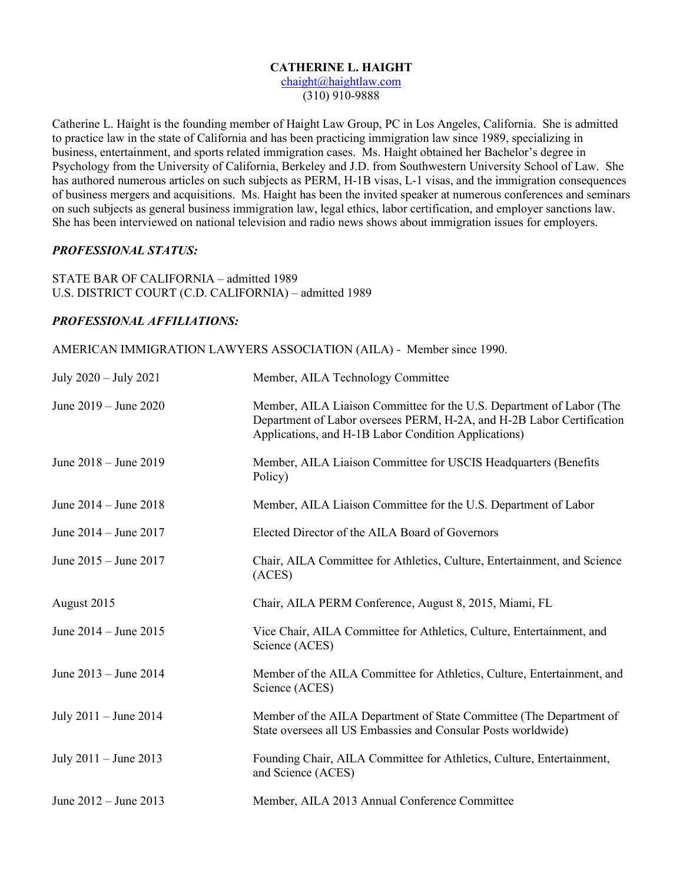# CATHERINE L. HAIGHT

chaight@haightlaw.com
(310) 910-9888

Catherine L. Haight is the founding member of Haight Law Group, PC in Los Angeles, California. She is admitted to practice law in the state of California and has been practicing immigration law since 1989, specializing in business, entertainment, and sports related immigration cases. Ms. Haight obtained her Bachelor's degree in Psychology from the University of California, Berkeley and J.D. from Southwestern University School of Law. She has authored numerous articles on such subjects as PERM, H-1B visas, L-1 visas, and the immigration consequences of business mergers and acquisitions. Ms. Haight has been the invited speaker at numerous conferences and seminars on such subjects as general business immigration law, legal ethics, labor certification, and employer sanctions law. She has been interviewed on national television and radio news shows about immigration issues for employers.

## *PROFESSIONAL STATUS:*

STATE BAR OF CALIFORNIA – admitted 1989
U.S. DISTRICT COURT (C.D. CALIFORNIA) – admitted 1989

## *PROFESSIONAL AFFILIATIONS:*

AMERICAN IMMIGRATION LAWYERS ASSOCIATION (AILA) - Member since 1990.

| | |
|---|---|
| July 2020 – July 2021 | Member, AILA Technology Committee |
| June 2019 – June 2020 | Member, AILA Liaison Committee for the U.S. Department of Labor (The Department of Labor oversees PERM, H-2A, and H-2B Labor Certification Applications, and H-1B Labor Condition Applications) |
| June 2018 – June 2019 | Member, AILA Liaison Committee for USCIS Headquarters (Benefits Policy) |
| June 2014 – June 2018 | Member, AILA Liaison Committee for the U.S. Department of Labor |
| June 2014 – June 2017 | Elected Director of the AILA Board of Governors |
| June 2015 – June 2017 | Chair, AILA Committee for Athletics, Culture, Entertainment, and Science (ACES) |
| August 2015 | Chair, AILA PERM Conference, August 8, 2015, Miami, FL |
| June 2014 – June 2015 | Vice Chair, AILA Committee for Athletics, Culture, Entertainment, and Science (ACES) |
| June 2013 – June 2014 | Member of the AILA Committee for Athletics, Culture, Entertainment, and Science (ACES) |
| July 2011 – June 2014 | Member of the AILA Department of State Committee (The Department of State oversees all US Embassies and Consular Posts worldwide) |
| July 2011 – June 2013 | Founding Chair, AILA Committee for Athletics, Culture, Entertainment, and Science (ACES) |
| June 2012 – June 2013 | Member, AILA 2013 Annual Conference Committee |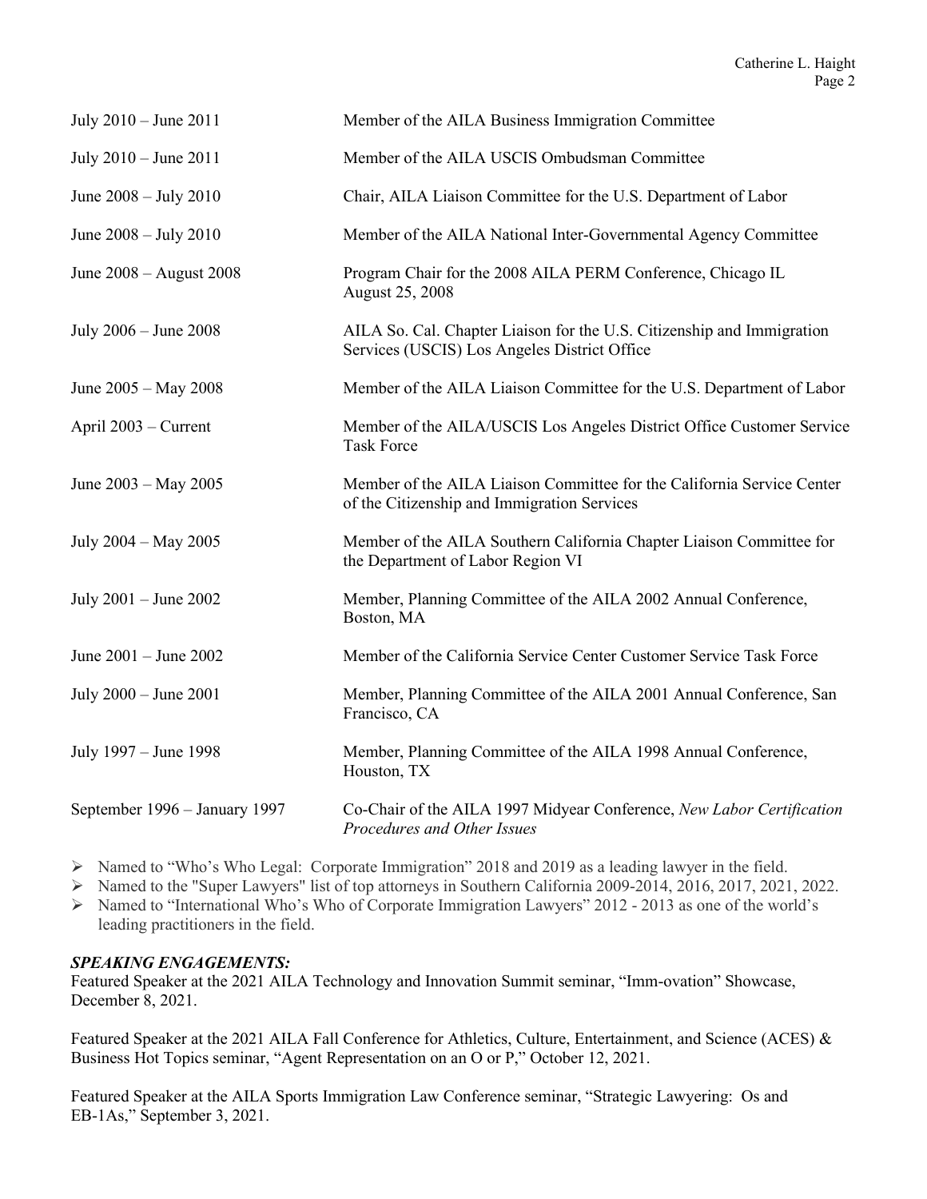| | |
|---|---|
| July 2010 – June 2011 | Member of the AILA Business Immigration Committee |
| July 2010 – June 2011 | Member of the AILA USCIS Ombudsman Committee |
| June 2008 – July 2010 | Chair, AILA Liaison Committee for the U.S. Department of Labor |
| June 2008 – July 2010 | Member of the AILA National Inter-Governmental Agency Committee |
| June 2008 – August 2008 | Program Chair for the 2008 AILA PERM Conference, Chicago IL August 25, 2008 |
| July 2006 – June 2008 | AILA So. Cal. Chapter Liaison for the U.S. Citizenship and Immigration Services (USCIS) Los Angeles District Office |
| June 2005 – May 2008 | Member of the AILA Liaison Committee for the U.S. Department of Labor |
| April 2003 – Current | Member of the AILA/USCIS Los Angeles District Office Customer Service Task Force |
| June 2003 – May 2005 | Member of the AILA Liaison Committee for the California Service Center of the Citizenship and Immigration Services |
| July 2004 – May 2005 | Member of the AILA Southern California Chapter Liaison Committee for the Department of Labor Region VI |
| July 2001 – June 2002 | Member, Planning Committee of the AILA 2002 Annual Conference, Boston, MA |
| June 2001 – June 2002 | Member of the California Service Center Customer Service Task Force |
| July 2000 – June 2001 | Member, Planning Committee of the AILA 2001 Annual Conference, San Francisco, CA |
| July 1997 – June 1998 | Member, Planning Committee of the AILA 1998 Annual Conference, Houston, TX |
| September 1996 – January 1997 | Co-Chair of the AILA 1997 Midyear Conference, *New Labor Certification Procedures and Other Issues* |

- Named to "Who's Who Legal: Corporate Immigration" 2018 and 2019 as a leading lawyer in the field.
- Named to the "Super Lawyers" list of top attorneys in Southern California 2009-2014, 2016, 2017, 2021, 2022.
- Named to "International Who's Who of Corporate Immigration Lawyers" 2012 - 2013 as one of the world's leading practitioners in the field.

***SPEAKING ENGAGEMENTS:***

Featured Speaker at the 2021 AILA Technology and Innovation Summit seminar, "Imm-ovation" Showcase, December 8, 2021.

Featured Speaker at the 2021 AILA Fall Conference for Athletics, Culture, Entertainment, and Science (ACES) & Business Hot Topics seminar, "Agent Representation on an O or P," October 12, 2021.

Featured Speaker at the AILA Sports Immigration Law Conference seminar, "Strategic Lawyering: Os and EB-1As," September 3, 2021.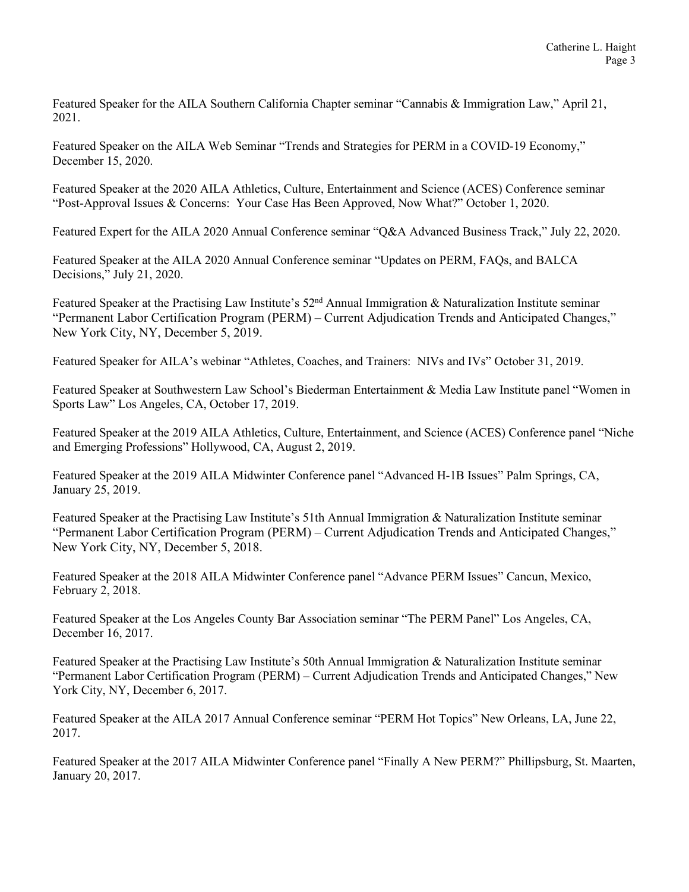Featured Speaker for the AILA Southern California Chapter seminar "Cannabis & Immigration Law," April 21, 2021.

Featured Speaker on the AILA Web Seminar "Trends and Strategies for PERM in a COVID-19 Economy," December 15, 2020.

Featured Speaker at the 2020 AILA Athletics, Culture, Entertainment and Science (ACES) Conference seminar "Post-Approval Issues & Concerns: Your Case Has Been Approved, Now What?" October 1, 2020.

Featured Expert for the AILA 2020 Annual Conference seminar "Q&A Advanced Business Track," July 22, 2020.

Featured Speaker at the AILA 2020 Annual Conference seminar "Updates on PERM, FAQs, and BALCA Decisions," July 21, 2020.

Featured Speaker at the Practising Law Institute's 52nd Annual Immigration & Naturalization Institute seminar "Permanent Labor Certification Program (PERM) – Current Adjudication Trends and Anticipated Changes," New York City, NY, December 5, 2019.

Featured Speaker for AILA's webinar "Athletes, Coaches, and Trainers: NIVs and IVs" October 31, 2019.

Featured Speaker at Southwestern Law School's Biederman Entertainment & Media Law Institute panel "Women in Sports Law" Los Angeles, CA, October 17, 2019.

Featured Speaker at the 2019 AILA Athletics, Culture, Entertainment, and Science (ACES) Conference panel "Niche and Emerging Professions" Hollywood, CA, August 2, 2019.

Featured Speaker at the 2019 AILA Midwinter Conference panel "Advanced H-1B Issues" Palm Springs, CA, January 25, 2019.

Featured Speaker at the Practising Law Institute's 51th Annual Immigration & Naturalization Institute seminar "Permanent Labor Certification Program (PERM) – Current Adjudication Trends and Anticipated Changes," New York City, NY, December 5, 2018.

Featured Speaker at the 2018 AILA Midwinter Conference panel "Advance PERM Issues" Cancun, Mexico, February 2, 2018.

Featured Speaker at the Los Angeles County Bar Association seminar "The PERM Panel" Los Angeles, CA, December 16, 2017.

Featured Speaker at the Practising Law Institute's 50th Annual Immigration & Naturalization Institute seminar "Permanent Labor Certification Program (PERM) – Current Adjudication Trends and Anticipated Changes," New York City, NY, December 6, 2017.

Featured Speaker at the AILA 2017 Annual Conference seminar "PERM Hot Topics" New Orleans, LA, June 22, 2017.

Featured Speaker at the 2017 AILA Midwinter Conference panel "Finally A New PERM?" Phillipsburg, St. Maarten, January 20, 2017.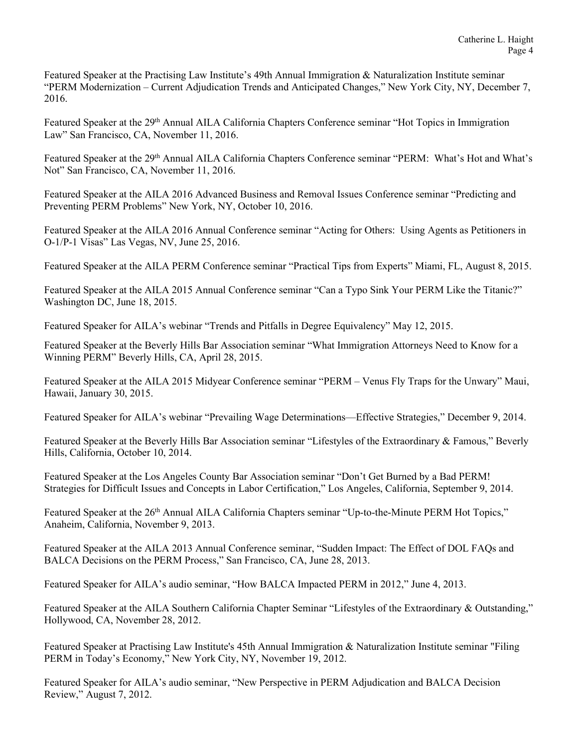Featured Speaker at the Practising Law Institute's 49th Annual Immigration & Naturalization Institute seminar "PERM Modernization – Current Adjudication Trends and Anticipated Changes," New York City, NY, December 7, 2016.

Featured Speaker at the 29th Annual AILA California Chapters Conference seminar "Hot Topics in Immigration Law" San Francisco, CA, November 11, 2016.

Featured Speaker at the 29th Annual AILA California Chapters Conference seminar "PERM: What's Hot and What's Not" San Francisco, CA, November 11, 2016.

Featured Speaker at the AILA 2016 Advanced Business and Removal Issues Conference seminar "Predicting and Preventing PERM Problems" New York, NY, October 10, 2016.

Featured Speaker at the AILA 2016 Annual Conference seminar "Acting for Others: Using Agents as Petitioners in O-1/P-1 Visas" Las Vegas, NV, June 25, 2016.

Featured Speaker at the AILA PERM Conference seminar "Practical Tips from Experts" Miami, FL, August 8, 2015.

Featured Speaker at the AILA 2015 Annual Conference seminar "Can a Typo Sink Your PERM Like the Titanic?" Washington DC, June 18, 2015.

Featured Speaker for AILA's webinar "Trends and Pitfalls in Degree Equivalency" May 12, 2015.

Featured Speaker at the Beverly Hills Bar Association seminar "What Immigration Attorneys Need to Know for a Winning PERM" Beverly Hills, CA, April 28, 2015.

Featured Speaker at the AILA 2015 Midyear Conference seminar "PERM – Venus Fly Traps for the Unwary" Maui, Hawaii, January 30, 2015.

Featured Speaker for AILA's webinar "Prevailing Wage Determinations—Effective Strategies," December 9, 2014.

Featured Speaker at the Beverly Hills Bar Association seminar "Lifestyles of the Extraordinary & Famous," Beverly Hills, California, October 10, 2014.

Featured Speaker at the Los Angeles County Bar Association seminar "Don't Get Burned by a Bad PERM! Strategies for Difficult Issues and Concepts in Labor Certification," Los Angeles, California, September 9, 2014.

Featured Speaker at the 26th Annual AILA California Chapters seminar "Up-to-the-Minute PERM Hot Topics," Anaheim, California, November 9, 2013.

Featured Speaker at the AILA 2013 Annual Conference seminar, "Sudden Impact: The Effect of DOL FAQs and BALCA Decisions on the PERM Process," San Francisco, CA, June 28, 2013.

Featured Speaker for AILA's audio seminar, "How BALCA Impacted PERM in 2012," June 4, 2013.

Featured Speaker at the AILA Southern California Chapter Seminar "Lifestyles of the Extraordinary & Outstanding," Hollywood, CA, November 28, 2012.

Featured Speaker at Practising Law Institute's 45th Annual Immigration & Naturalization Institute seminar "Filing PERM in Today's Economy," New York City, NY, November 19, 2012.

Featured Speaker for AILA's audio seminar, "New Perspective in PERM Adjudication and BALCA Decision Review," August 7, 2012.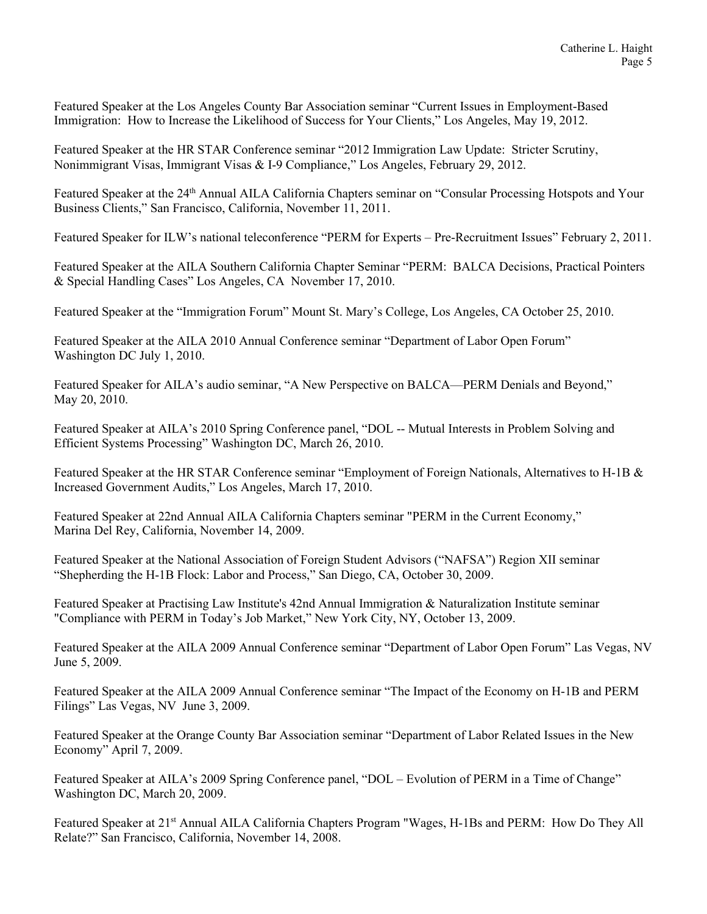Featured Speaker at the Los Angeles County Bar Association seminar "Current Issues in Employment-Based Immigration: How to Increase the Likelihood of Success for Your Clients," Los Angeles, May 19, 2012.

Featured Speaker at the HR STAR Conference seminar "2012 Immigration Law Update: Stricter Scrutiny, Nonimmigrant Visas, Immigrant Visas & I-9 Compliance," Los Angeles, February 29, 2012.

Featured Speaker at the 24th Annual AILA California Chapters seminar on "Consular Processing Hotspots and Your Business Clients," San Francisco, California, November 11, 2011.

Featured Speaker for ILW's national teleconference "PERM for Experts – Pre-Recruitment Issues" February 2, 2011.

Featured Speaker at the AILA Southern California Chapter Seminar "PERM: BALCA Decisions, Practical Pointers & Special Handling Cases" Los Angeles, CA November 17, 2010.

Featured Speaker at the "Immigration Forum" Mount St. Mary's College, Los Angeles, CA October 25, 2010.

Featured Speaker at the AILA 2010 Annual Conference seminar "Department of Labor Open Forum" Washington DC July 1, 2010.

Featured Speaker for AILA's audio seminar, "A New Perspective on BALCA—PERM Denials and Beyond," May 20, 2010.

Featured Speaker at AILA's 2010 Spring Conference panel, "DOL -- Mutual Interests in Problem Solving and Efficient Systems Processing" Washington DC, March 26, 2010.

Featured Speaker at the HR STAR Conference seminar "Employment of Foreign Nationals, Alternatives to H-1B & Increased Government Audits," Los Angeles, March 17, 2010.

Featured Speaker at 22nd Annual AILA California Chapters seminar "PERM in the Current Economy," Marina Del Rey, California, November 14, 2009.

Featured Speaker at the National Association of Foreign Student Advisors ("NAFSA") Region XII seminar "Shepherding the H-1B Flock: Labor and Process," San Diego, CA, October 30, 2009.

Featured Speaker at Practising Law Institute's 42nd Annual Immigration & Naturalization Institute seminar "Compliance with PERM in Today's Job Market," New York City, NY, October 13, 2009.

Featured Speaker at the AILA 2009 Annual Conference seminar "Department of Labor Open Forum" Las Vegas, NV June 5, 2009.

Featured Speaker at the AILA 2009 Annual Conference seminar "The Impact of the Economy on H-1B and PERM Filings" Las Vegas, NV June 3, 2009.

Featured Speaker at the Orange County Bar Association seminar "Department of Labor Related Issues in the New Economy" April 7, 2009.

Featured Speaker at AILA's 2009 Spring Conference panel, "DOL – Evolution of PERM in a Time of Change" Washington DC, March 20, 2009.

Featured Speaker at 21st Annual AILA California Chapters Program "Wages, H-1Bs and PERM: How Do They All Relate?" San Francisco, California, November 14, 2008.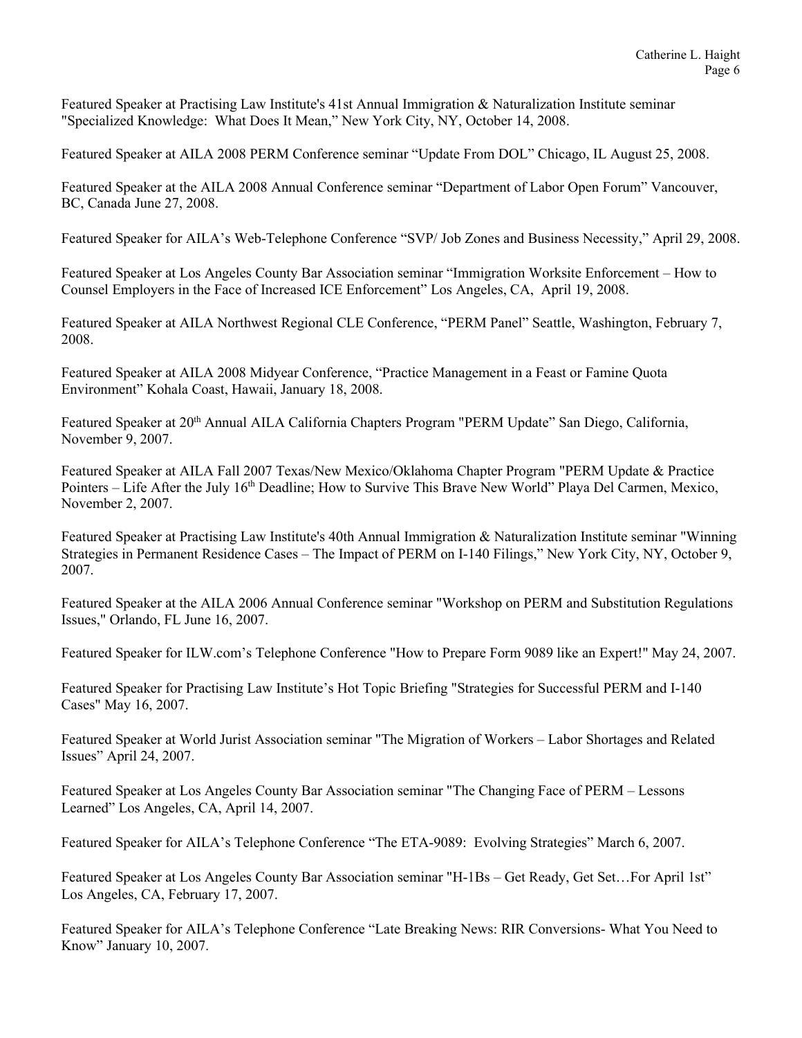Featured Speaker at Practising Law Institute's 41st Annual Immigration & Naturalization Institute seminar "Specialized Knowledge: What Does It Mean," New York City, NY, October 14, 2008.

Featured Speaker at AILA 2008 PERM Conference seminar "Update From DOL" Chicago, IL August 25, 2008.

Featured Speaker at the AILA 2008 Annual Conference seminar "Department of Labor Open Forum" Vancouver, BC, Canada June 27, 2008.

Featured Speaker for AILA's Web-Telephone Conference "SVP/ Job Zones and Business Necessity," April 29, 2008.

Featured Speaker at Los Angeles County Bar Association seminar "Immigration Worksite Enforcement – How to Counsel Employers in the Face of Increased ICE Enforcement" Los Angeles, CA, April 19, 2008.

Featured Speaker at AILA Northwest Regional CLE Conference, "PERM Panel" Seattle, Washington, February 7, 2008.

Featured Speaker at AILA 2008 Midyear Conference, "Practice Management in a Feast or Famine Quota Environment" Kohala Coast, Hawaii, January 18, 2008.

Featured Speaker at 20th Annual AILA California Chapters Program "PERM Update" San Diego, California, November 9, 2007.

Featured Speaker at AILA Fall 2007 Texas/New Mexico/Oklahoma Chapter Program "PERM Update & Practice Pointers – Life After the July 16th Deadline; How to Survive This Brave New World" Playa Del Carmen, Mexico, November 2, 2007.

Featured Speaker at Practising Law Institute's 40th Annual Immigration & Naturalization Institute seminar "Winning Strategies in Permanent Residence Cases – The Impact of PERM on I-140 Filings," New York City, NY, October 9, 2007.

Featured Speaker at the AILA 2006 Annual Conference seminar "Workshop on PERM and Substitution Regulations Issues," Orlando, FL June 16, 2007.

Featured Speaker for ILW.com's Telephone Conference "How to Prepare Form 9089 like an Expert!" May 24, 2007.

Featured Speaker for Practising Law Institute's Hot Topic Briefing "Strategies for Successful PERM and I-140 Cases" May 16, 2007.

Featured Speaker at World Jurist Association seminar "The Migration of Workers – Labor Shortages and Related Issues" April 24, 2007.

Featured Speaker at Los Angeles County Bar Association seminar "The Changing Face of PERM – Lessons Learned" Los Angeles, CA, April 14, 2007.

Featured Speaker for AILA's Telephone Conference "The ETA-9089: Evolving Strategies" March 6, 2007.

Featured Speaker at Los Angeles County Bar Association seminar "H-1Bs – Get Ready, Get Set…For April 1st" Los Angeles, CA, February 17, 2007.

Featured Speaker for AILA's Telephone Conference "Late Breaking News: RIR Conversions- What You Need to Know" January 10, 2007.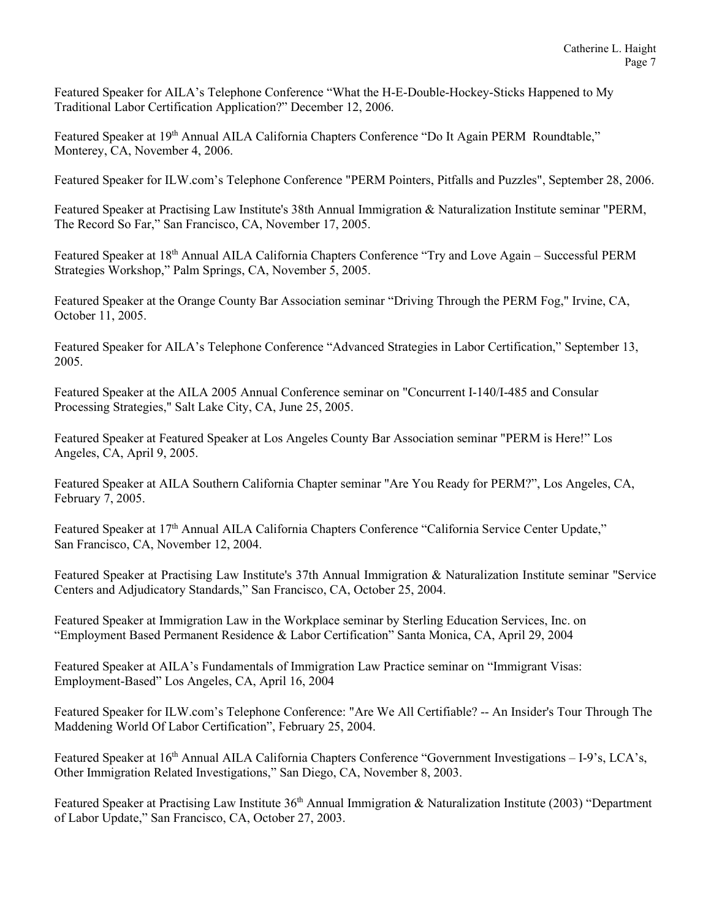Featured Speaker for AILA's Telephone Conference "What the H-E-Double-Hockey-Sticks Happened to My Traditional Labor Certification Application?" December 12, 2006.

Featured Speaker at 19th Annual AILA California Chapters Conference "Do It Again PERM Roundtable," Monterey, CA, November 4, 2006.

Featured Speaker for ILW.com's Telephone Conference "PERM Pointers, Pitfalls and Puzzles", September 28, 2006.

Featured Speaker at Practising Law Institute's 38th Annual Immigration & Naturalization Institute seminar "PERM, The Record So Far," San Francisco, CA, November 17, 2005.

Featured Speaker at 18th Annual AILA California Chapters Conference "Try and Love Again – Successful PERM Strategies Workshop," Palm Springs, CA, November 5, 2005.

Featured Speaker at the Orange County Bar Association seminar "Driving Through the PERM Fog," Irvine, CA, October 11, 2005.

Featured Speaker for AILA's Telephone Conference "Advanced Strategies in Labor Certification," September 13, 2005.

Featured Speaker at the AILA 2005 Annual Conference seminar on "Concurrent I-140/I-485 and Consular Processing Strategies," Salt Lake City, CA, June 25, 2005.

Featured Speaker at Featured Speaker at Los Angeles County Bar Association seminar "PERM is Here!" Los Angeles, CA, April 9, 2005.

Featured Speaker at AILA Southern California Chapter seminar "Are You Ready for PERM?", Los Angeles, CA, February 7, 2005.

Featured Speaker at 17th Annual AILA California Chapters Conference "California Service Center Update," San Francisco, CA, November 12, 2004.

Featured Speaker at Practising Law Institute's 37th Annual Immigration & Naturalization Institute seminar "Service Centers and Adjudicatory Standards," San Francisco, CA, October 25, 2004.

Featured Speaker at Immigration Law in the Workplace seminar by Sterling Education Services, Inc. on "Employment Based Permanent Residence & Labor Certification" Santa Monica, CA, April 29, 2004

Featured Speaker at AILA's Fundamentals of Immigration Law Practice seminar on "Immigrant Visas: Employment-Based" Los Angeles, CA, April 16, 2004

Featured Speaker for ILW.com's Telephone Conference: "Are We All Certifiable? -- An Insider's Tour Through The Maddening World Of Labor Certification", February 25, 2004.

Featured Speaker at 16th Annual AILA California Chapters Conference "Government Investigations – I-9's, LCA's, Other Immigration Related Investigations," San Diego, CA, November 8, 2003.

Featured Speaker at Practising Law Institute 36th Annual Immigration & Naturalization Institute (2003) "Department of Labor Update," San Francisco, CA, October 27, 2003.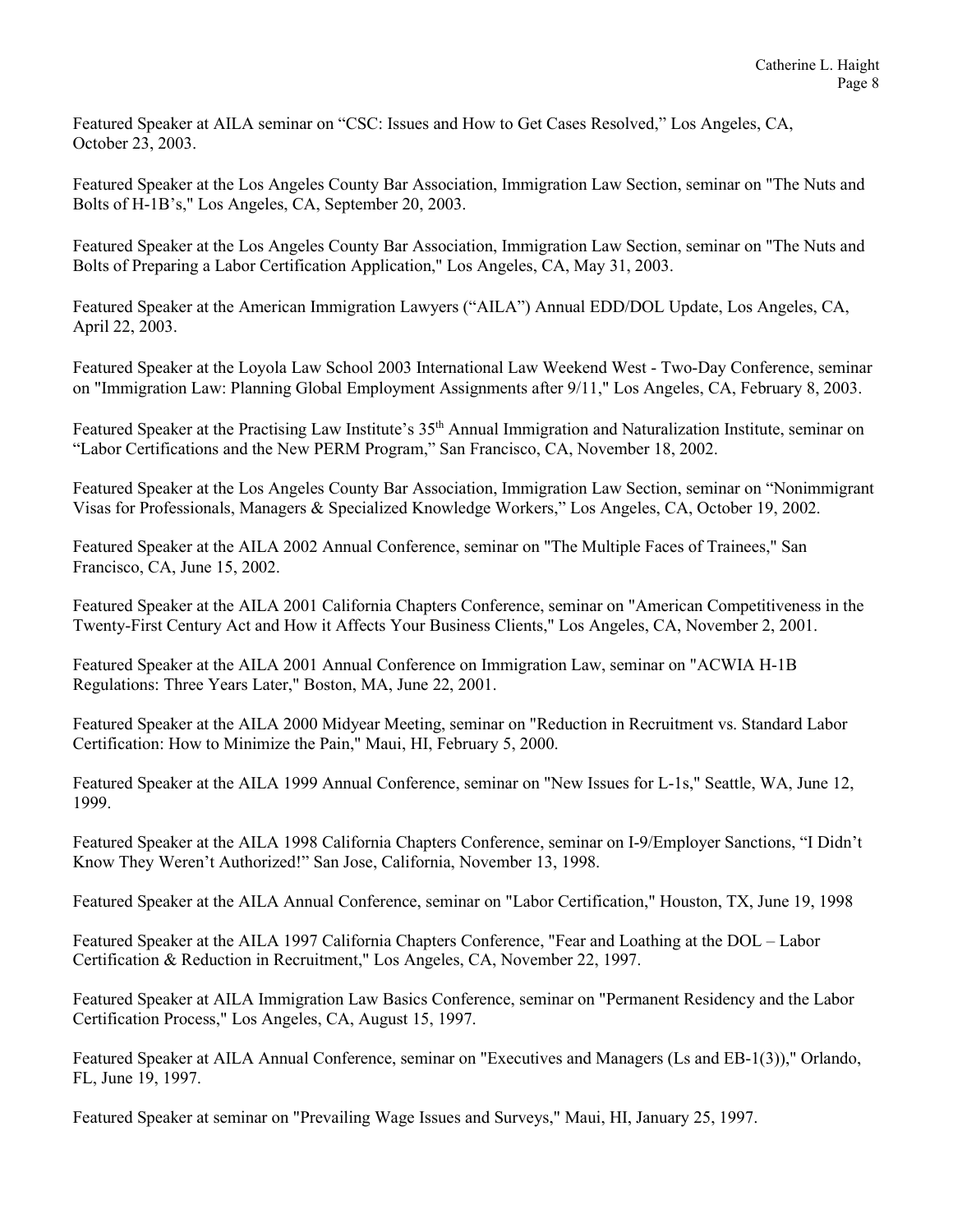Featured Speaker at AILA seminar on "CSC: Issues and How to Get Cases Resolved," Los Angeles, CA, October 23, 2003.

Featured Speaker at the Los Angeles County Bar Association, Immigration Law Section, seminar on "The Nuts and Bolts of H-1B's," Los Angeles, CA, September 20, 2003.

Featured Speaker at the Los Angeles County Bar Association, Immigration Law Section, seminar on "The Nuts and Bolts of Preparing a Labor Certification Application," Los Angeles, CA, May 31, 2003.

Featured Speaker at the American Immigration Lawyers ("AILA") Annual EDD/DOL Update, Los Angeles, CA, April 22, 2003.

Featured Speaker at the Loyola Law School 2003 International Law Weekend West - Two-Day Conference, seminar on "Immigration Law: Planning Global Employment Assignments after 9/11," Los Angeles, CA, February 8, 2003.

Featured Speaker at the Practising Law Institute's 35th Annual Immigration and Naturalization Institute, seminar on "Labor Certifications and the New PERM Program," San Francisco, CA, November 18, 2002.

Featured Speaker at the Los Angeles County Bar Association, Immigration Law Section, seminar on "Nonimmigrant Visas for Professionals, Managers & Specialized Knowledge Workers," Los Angeles, CA, October 19, 2002.

Featured Speaker at the AILA 2002 Annual Conference, seminar on "The Multiple Faces of Trainees," San Francisco, CA, June 15, 2002.

Featured Speaker at the AILA 2001 California Chapters Conference, seminar on "American Competitiveness in the Twenty-First Century Act and How it Affects Your Business Clients," Los Angeles, CA, November 2, 2001.

Featured Speaker at the AILA 2001 Annual Conference on Immigration Law, seminar on "ACWIA H-1B Regulations: Three Years Later," Boston, MA, June 22, 2001.

Featured Speaker at the AILA 2000 Midyear Meeting, seminar on "Reduction in Recruitment vs. Standard Labor Certification: How to Minimize the Pain," Maui, HI, February 5, 2000.

Featured Speaker at the AILA 1999 Annual Conference, seminar on "New Issues for L-1s," Seattle, WA, June 12, 1999.

Featured Speaker at the AILA 1998 California Chapters Conference, seminar on I-9/Employer Sanctions, "I Didn't Know They Weren't Authorized!" San Jose, California, November 13, 1998.

Featured Speaker at the AILA Annual Conference, seminar on "Labor Certification," Houston, TX, June 19, 1998

Featured Speaker at the AILA 1997 California Chapters Conference, "Fear and Loathing at the DOL – Labor Certification & Reduction in Recruitment," Los Angeles, CA, November 22, 1997.

Featured Speaker at AILA Immigration Law Basics Conference, seminar on "Permanent Residency and the Labor Certification Process," Los Angeles, CA, August 15, 1997.

Featured Speaker at AILA Annual Conference, seminar on "Executives and Managers (Ls and EB-1(3))," Orlando, FL, June 19, 1997.

Featured Speaker at seminar on "Prevailing Wage Issues and Surveys," Maui, HI, January 25, 1997.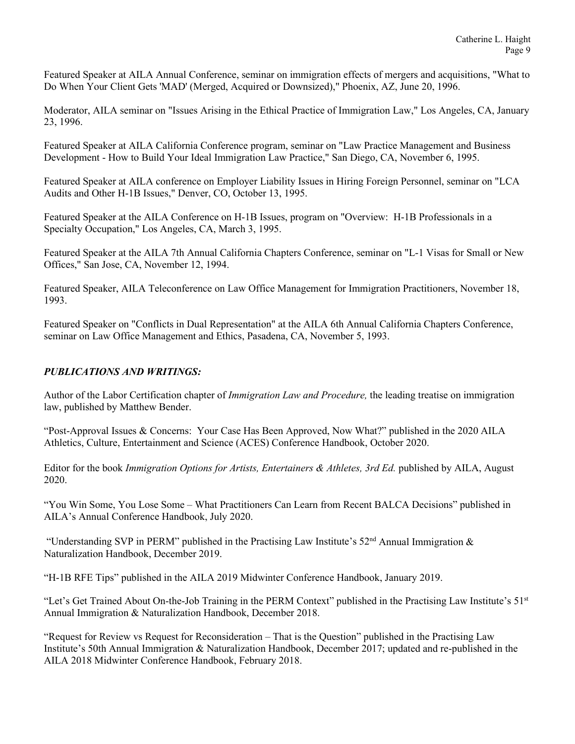Featured Speaker at AILA Annual Conference, seminar on immigration effects of mergers and acquisitions, "What to Do When Your Client Gets 'MAD' (Merged, Acquired or Downsized)," Phoenix, AZ, June 20, 1996.

Moderator, AILA seminar on "Issues Arising in the Ethical Practice of Immigration Law," Los Angeles, CA, January 23, 1996.

Featured Speaker at AILA California Conference program, seminar on "Law Practice Management and Business Development - How to Build Your Ideal Immigration Law Practice," San Diego, CA, November 6, 1995.

Featured Speaker at AILA conference on Employer Liability Issues in Hiring Foreign Personnel, seminar on "LCA Audits and Other H-1B Issues," Denver, CO, October 13, 1995.

Featured Speaker at the AILA Conference on H-1B Issues, program on "Overview: H-1B Professionals in a Specialty Occupation," Los Angeles, CA, March 3, 1995.

Featured Speaker at the AILA 7th Annual California Chapters Conference, seminar on "L-1 Visas for Small or New Offices," San Jose, CA, November 12, 1994.

Featured Speaker, AILA Teleconference on Law Office Management for Immigration Practitioners, November 18, 1993.

Featured Speaker on "Conflicts in Dual Representation" at the AILA 6th Annual California Chapters Conference, seminar on Law Office Management and Ethics, Pasadena, CA, November 5, 1993.

***PUBLICATIONS AND WRITINGS:***

Author of the Labor Certification chapter of *Immigration Law and Procedure,* the leading treatise on immigration law, published by Matthew Bender.

"Post-Approval Issues & Concerns: Your Case Has Been Approved, Now What?" published in the 2020 AILA Athletics, Culture, Entertainment and Science (ACES) Conference Handbook, October 2020.

Editor for the book *Immigration Options for Artists, Entertainers & Athletes, 3rd Ed.* published by AILA, August 2020.

"You Win Some, You Lose Some – What Practitioners Can Learn from Recent BALCA Decisions" published in AILA's Annual Conference Handbook, July 2020.

"Understanding SVP in PERM" published in the Practising Law Institute's 52nd Annual Immigration & Naturalization Handbook, December 2019.

"H-1B RFE Tips" published in the AILA 2019 Midwinter Conference Handbook, January 2019.

"Let's Get Trained About On-the-Job Training in the PERM Context" published in the Practising Law Institute's 51st Annual Immigration & Naturalization Handbook, December 2018.

"Request for Review vs Request for Reconsideration – That is the Question" published in the Practising Law Institute's 50th Annual Immigration & Naturalization Handbook, December 2017; updated and re-published in the AILA 2018 Midwinter Conference Handbook, February 2018.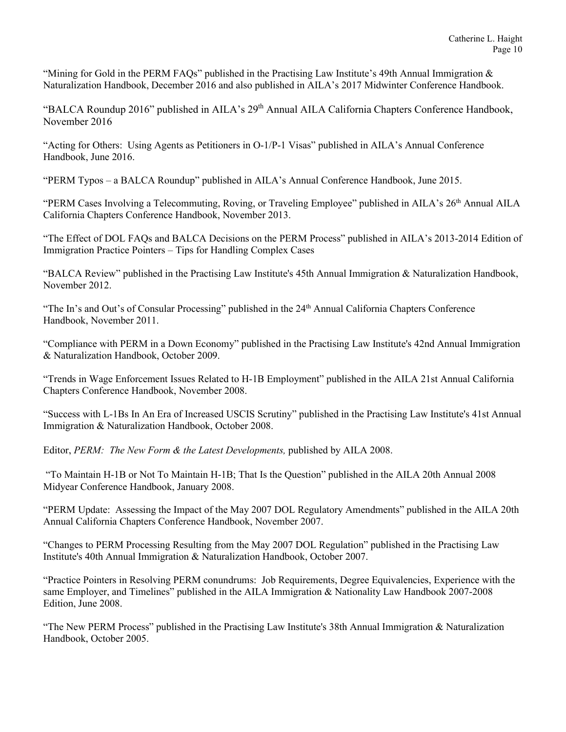"Mining for Gold in the PERM FAQs" published in the Practising Law Institute's 49th Annual Immigration & Naturalization Handbook, December 2016 and also published in AILA's 2017 Midwinter Conference Handbook.

"BALCA Roundup 2016" published in AILA's 29th Annual AILA California Chapters Conference Handbook, November 2016

"Acting for Others: Using Agents as Petitioners in O-1/P-1 Visas" published in AILA's Annual Conference Handbook, June 2016.

"PERM Typos – a BALCA Roundup" published in AILA's Annual Conference Handbook, June 2015.

"PERM Cases Involving a Telecommuting, Roving, or Traveling Employee" published in AILA's 26th Annual AILA California Chapters Conference Handbook, November 2013.

"The Effect of DOL FAQs and BALCA Decisions on the PERM Process" published in AILA's 2013-2014 Edition of Immigration Practice Pointers – Tips for Handling Complex Cases

"BALCA Review" published in the Practising Law Institute's 45th Annual Immigration & Naturalization Handbook, November 2012.

"The In's and Out's of Consular Processing" published in the 24th Annual California Chapters Conference Handbook, November 2011.

"Compliance with PERM in a Down Economy" published in the Practising Law Institute's 42nd Annual Immigration & Naturalization Handbook, October 2009.

"Trends in Wage Enforcement Issues Related to H-1B Employment" published in the AILA 21st Annual California Chapters Conference Handbook, November 2008.

"Success with L-1Bs In An Era of Increased USCIS Scrutiny" published in the Practising Law Institute's 41st Annual Immigration & Naturalization Handbook, October 2008.

Editor, *PERM: The New Form & the Latest Developments,* published by AILA 2008.

"To Maintain H-1B or Not To Maintain H-1B; That Is the Question" published in the AILA 20th Annual 2008 Midyear Conference Handbook, January 2008.

"PERM Update: Assessing the Impact of the May 2007 DOL Regulatory Amendments" published in the AILA 20th Annual California Chapters Conference Handbook, November 2007.

"Changes to PERM Processing Resulting from the May 2007 DOL Regulation" published in the Practising Law Institute's 40th Annual Immigration & Naturalization Handbook, October 2007.

"Practice Pointers in Resolving PERM conundrums: Job Requirements, Degree Equivalencies, Experience with the same Employer, and Timelines" published in the AILA Immigration & Nationality Law Handbook 2007-2008 Edition, June 2008.

"The New PERM Process" published in the Practising Law Institute's 38th Annual Immigration & Naturalization Handbook, October 2005.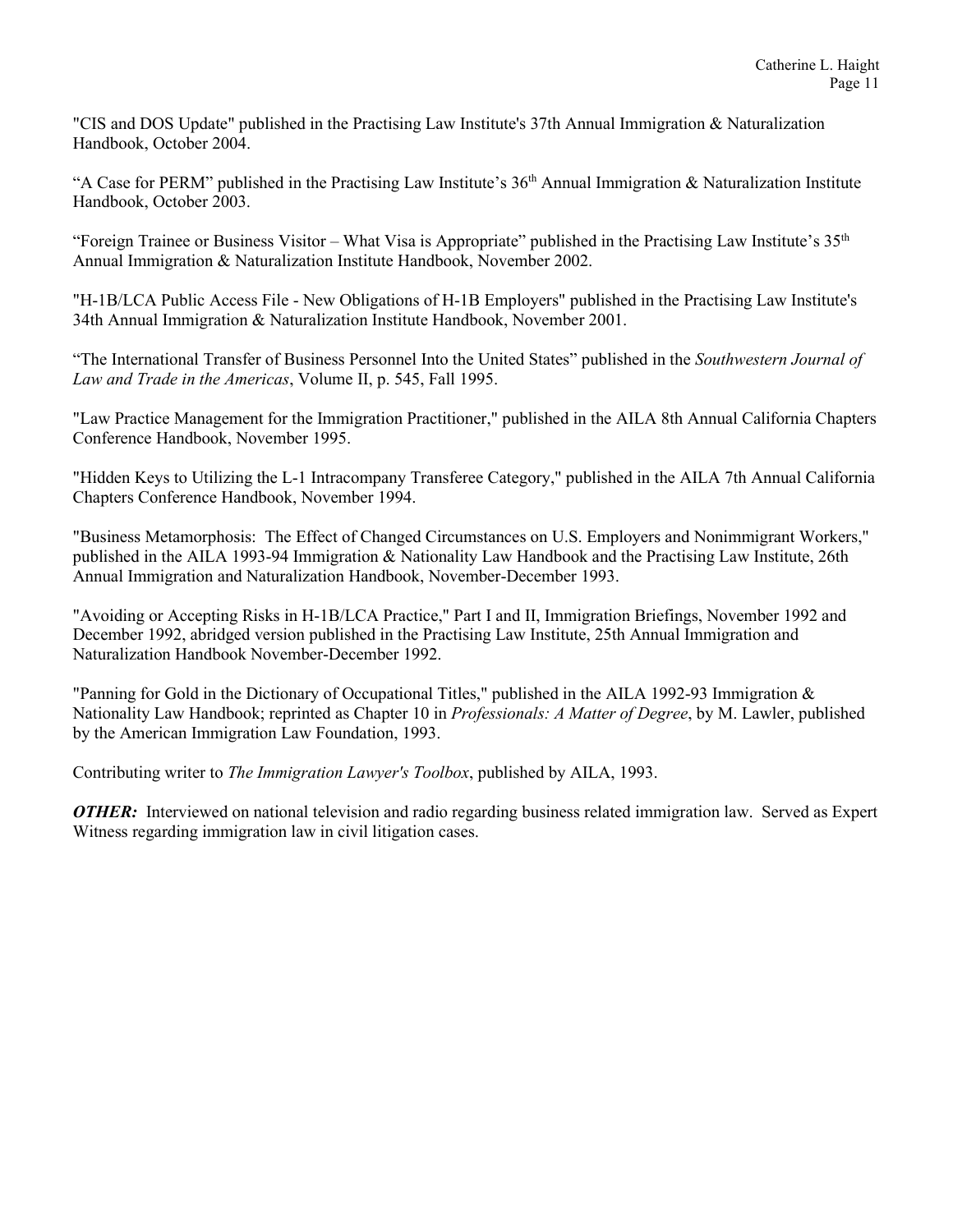"CIS and DOS Update" published in the Practising Law Institute's 37th Annual Immigration & Naturalization Handbook, October 2004.

“A Case for PERM” published in the Practising Law Institute’s 36th Annual Immigration & Naturalization Institute Handbook, October 2003.

“Foreign Trainee or Business Visitor – What Visa is Appropriate” published in the Practising Law Institute’s 35th Annual Immigration & Naturalization Institute Handbook, November 2002.

"H-1B/LCA Public Access File - New Obligations of H-1B Employers" published in the Practising Law Institute's 34th Annual Immigration & Naturalization Institute Handbook, November 2001.

“The International Transfer of Business Personnel Into the United States” published in the *Southwestern Journal of Law and Trade in the Americas*, Volume II, p. 545, Fall 1995.

"Law Practice Management for the Immigration Practitioner," published in the AILA 8th Annual California Chapters Conference Handbook, November 1995.

"Hidden Keys to Utilizing the L-1 Intracompany Transferee Category," published in the AILA 7th Annual California Chapters Conference Handbook, November 1994.

"Business Metamorphosis: The Effect of Changed Circumstances on U.S. Employers and Nonimmigrant Workers," published in the AILA 1993-94 Immigration & Nationality Law Handbook and the Practising Law Institute, 26th Annual Immigration and Naturalization Handbook, November-December 1993.

"Avoiding or Accepting Risks in H-1B/LCA Practice," Part I and II, Immigration Briefings, November 1992 and December 1992, abridged version published in the Practising Law Institute, 25th Annual Immigration and Naturalization Handbook November-December 1992.

"Panning for Gold in the Dictionary of Occupational Titles," published in the AILA 1992-93 Immigration & Nationality Law Handbook; reprinted as Chapter 10 in *Professionals: A Matter of Degree*, by M. Lawler, published by the American Immigration Law Foundation, 1993.

Contributing writer to *The Immigration Lawyer's Toolbox*, published by AILA, 1993.

***OTHER:*** Interviewed on national television and radio regarding business related immigration law. Served as Expert Witness regarding immigration law in civil litigation cases.